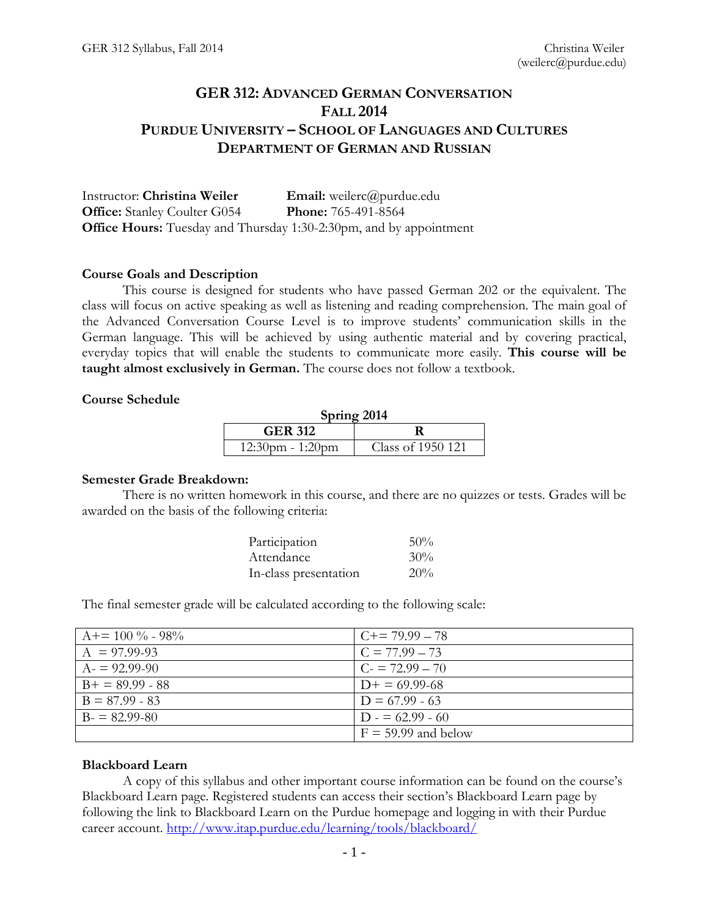# GER 312: ADVANCED GERMAN CONVERSATION
## FALL 2014
## PURDUE UNIVERSITY – SCHOOL OF LANGUAGES AND CULTURES
## DEPARTMENT OF GERMAN AND RUSSIAN

Instructor: **Christina Weiler** **Email:** weilerc@purdue.edu
**Office:** Stanley Coulter G054 **Phone:** 765-491-8564
**Office Hours:** Tuesday and Thursday 1:30-2:30pm, and by appointment

### Course Goals and Description

This course is designed for students who have passed German 202 or the equivalent. The class will focus on active speaking as well as listening and reading comprehension. The main goal of the Advanced Conversation Course Level is to improve students' communication skills in the German language. This will be achieved by using authentic material and by covering practical, everyday topics that will enable the students to communicate more easily. **This course will be taught almost exclusively in German.** The course does not follow a textbook.

### Course Schedule

**Spring 2014**

| GER 312 | R |
|---|---|
| 12:30pm - 1:20pm | Class of 1950 121 |

### Semester Grade Breakdown:

There is no written homework in this course, and there are no quizzes or tests. Grades will be awarded on the basis of the following criteria:

| | |
|---|---|
| Participation | 50% |
| Attendance | 30% |
| In-class presentation | 20% |

The final semester grade will be calculated according to the following scale:

| | |
|---|---|
| A+= 100 % - 98% | C+= 79.99 – 78 |
| A = 97.99-93 | C = 77.99 – 73 |
| A- = 92.99-90 | C- = 72.99 – 70 |
| B+ = 89.99 - 88 | D+ = 69.99-68 |
| B = 87.99 - 83 | D = 67.99 - 63 |
| B- = 82.99-80 | D - = 62.99 - 60 |
| | F = 59.99 and below |

### Blackboard Learn

A copy of this syllabus and other important course information can be found on the course's Blackboard Learn page. Registered students can access their section's Blackboard Learn page by following the link to Blackboard Learn on the Purdue homepage and logging in with their Purdue career account. http://www.itap.purdue.edu/learning/tools/blackboard/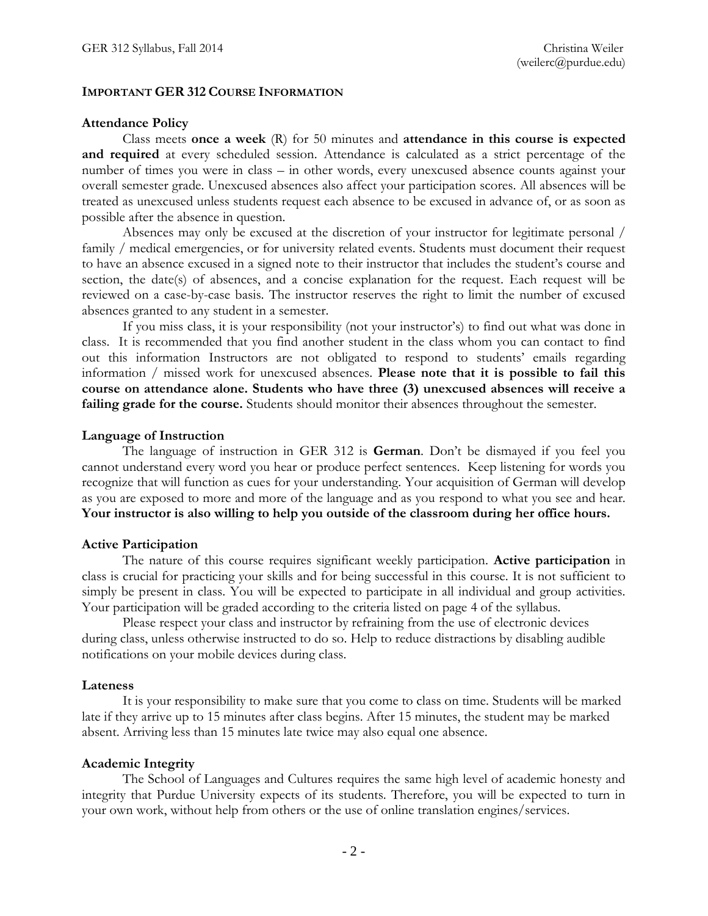## IMPORTANT GER 312 COURSE INFORMATION

**Attendance Policy**

Class meets **once a week** (R) for 50 minutes and **attendance in this course is expected and required** at every scheduled session. Attendance is calculated as a strict percentage of the number of times you were in class – in other words, every unexcused absence counts against your overall semester grade. Unexcused absences also affect your participation scores. All absences will be treated as unexcused unless students request each absence to be excused in advance of, or as soon as possible after the absence in question.

Absences may only be excused at the discretion of your instructor for legitimate personal / family / medical emergencies, or for university related events. Students must document their request to have an absence excused in a signed note to their instructor that includes the student's course and section, the date(s) of absences, and a concise explanation for the request. Each request will be reviewed on a case-by-case basis. The instructor reserves the right to limit the number of excused absences granted to any student in a semester.

If you miss class, it is your responsibility (not your instructor's) to find out what was done in class. It is recommended that you find another student in the class whom you can contact to find out this information Instructors are not obligated to respond to students' emails regarding information / missed work for unexcused absences. **Please note that it is possible to fail this course on attendance alone. Students who have three (3) unexcused absences will receive a failing grade for the course.** Students should monitor their absences throughout the semester.

**Language of Instruction**

The language of instruction in GER 312 is **German**. Don't be dismayed if you feel you cannot understand every word you hear or produce perfect sentences. Keep listening for words you recognize that will function as cues for your understanding. Your acquisition of German will develop as you are exposed to more and more of the language and as you respond to what you see and hear. **Your instructor is also willing to help you outside of the classroom during her office hours.**

**Active Participation**

The nature of this course requires significant weekly participation. **Active participation** in class is crucial for practicing your skills and for being successful in this course. It is not sufficient to simply be present in class. You will be expected to participate in all individual and group activities. Your participation will be graded according to the criteria listed on page 4 of the syllabus.

Please respect your class and instructor by refraining from the use of electronic devices during class, unless otherwise instructed to do so. Help to reduce distractions by disabling audible notifications on your mobile devices during class.

**Lateness**

It is your responsibility to make sure that you come to class on time. Students will be marked late if they arrive up to 15 minutes after class begins. After 15 minutes, the student may be marked absent. Arriving less than 15 minutes late twice may also equal one absence.

**Academic Integrity**

The School of Languages and Cultures requires the same high level of academic honesty and integrity that Purdue University expects of its students. Therefore, you will be expected to turn in your own work, without help from others or the use of online translation engines/services.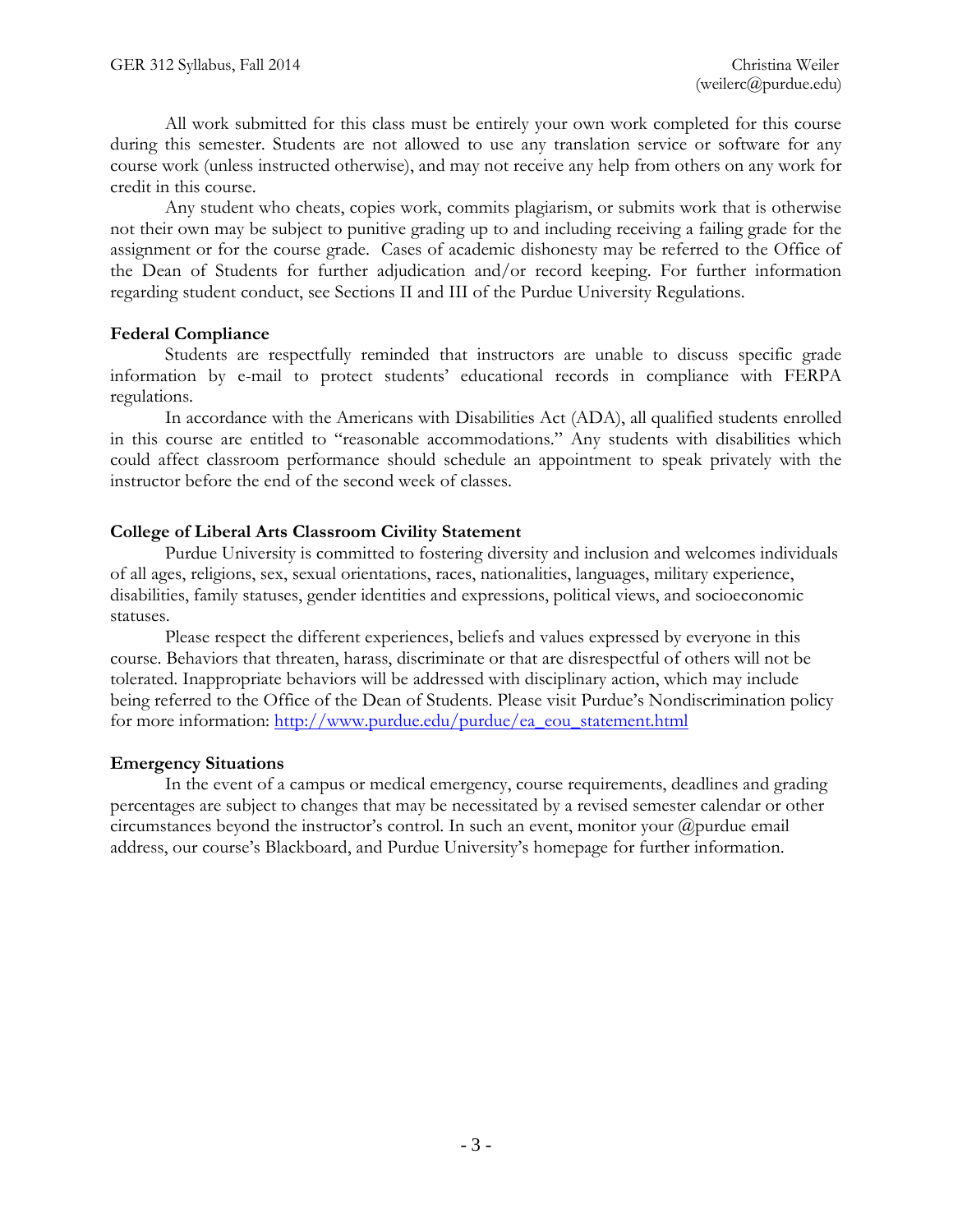All work submitted for this class must be entirely your own work completed for this course during this semester. Students are not allowed to use any translation service or software for any course work (unless instructed otherwise), and may not receive any help from others on any work for credit in this course.

Any student who cheats, copies work, commits plagiarism, or submits work that is otherwise not their own may be subject to punitive grading up to and including receiving a failing grade for the assignment or for the course grade. Cases of academic dishonesty may be referred to the Office of the Dean of Students for further adjudication and/or record keeping. For further information regarding student conduct, see Sections II and III of the Purdue University Regulations.

**Federal Compliance**

Students are respectfully reminded that instructors are unable to discuss specific grade information by e-mail to protect students' educational records in compliance with FERPA regulations.

In accordance with the Americans with Disabilities Act (ADA), all qualified students enrolled in this course are entitled to "reasonable accommodations." Any students with disabilities which could affect classroom performance should schedule an appointment to speak privately with the instructor before the end of the second week of classes.

**College of Liberal Arts Classroom Civility Statement**

Purdue University is committed to fostering diversity and inclusion and welcomes individuals of all ages, religions, sex, sexual orientations, races, nationalities, languages, military experience, disabilities, family statuses, gender identities and expressions, political views, and socioeconomic statuses.

Please respect the different experiences, beliefs and values expressed by everyone in this course. Behaviors that threaten, harass, discriminate or that are disrespectful of others will not be tolerated. Inappropriate behaviors will be addressed with disciplinary action, which may include being referred to the Office of the Dean of Students. Please visit Purdue's Nondiscrimination policy for more information: http://www.purdue.edu/purdue/ea_eou_statement.html

**Emergency Situations**

In the event of a campus or medical emergency, course requirements, deadlines and grading percentages are subject to changes that may be necessitated by a revised semester calendar or other circumstances beyond the instructor's control. In such an event, monitor your @purdue email address, our course's Blackboard, and Purdue University's homepage for further information.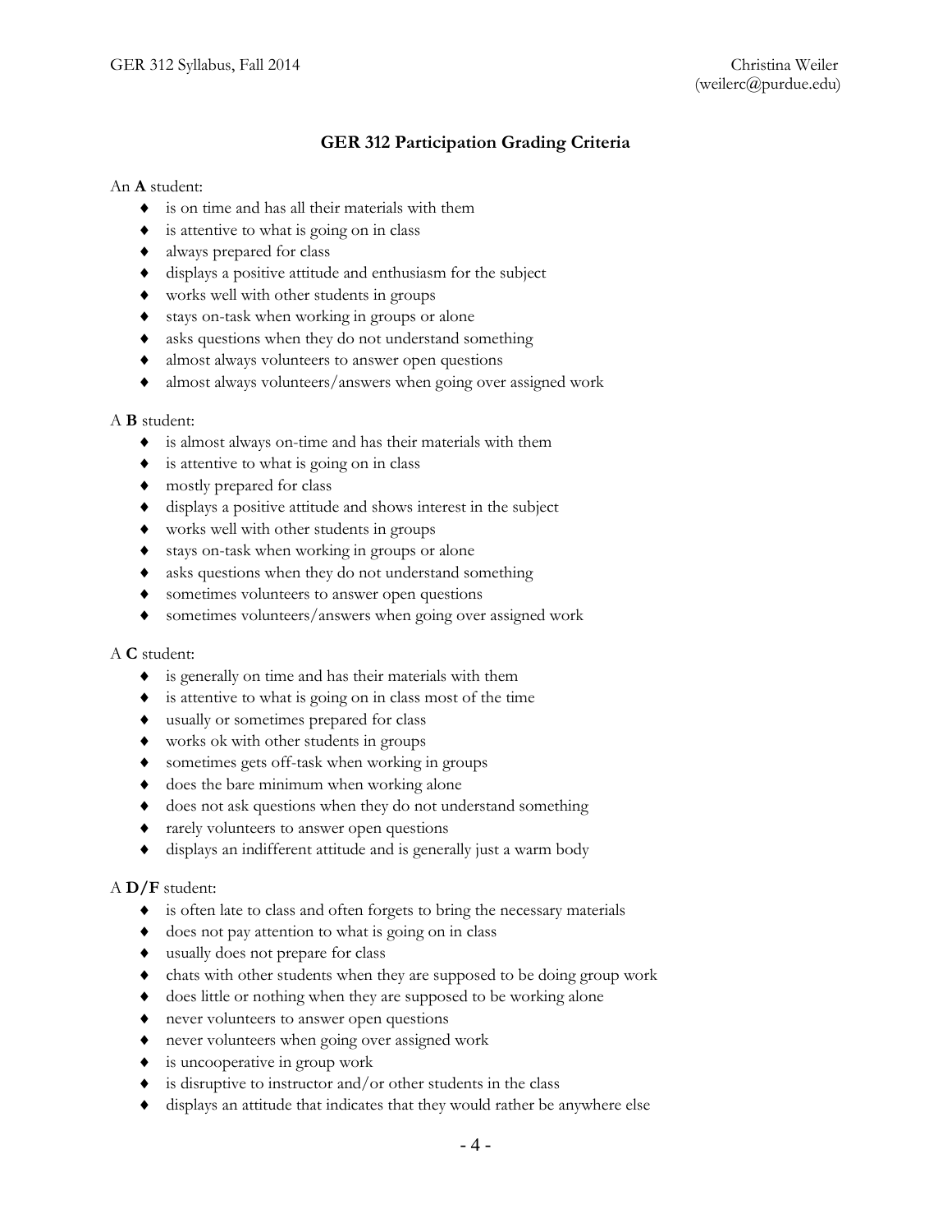## GER 312 Participation Grading Criteria

An **A** student:

- is on time and has all their materials with them
- is attentive to what is going on in class
- always prepared for class
- displays a positive attitude and enthusiasm for the subject
- works well with other students in groups
- stays on-task when working in groups or alone
- asks questions when they do not understand something
- almost always volunteers to answer open questions
- almost always volunteers/answers when going over assigned work

A **B** student:

- is almost always on-time and has their materials with them
- is attentive to what is going on in class
- mostly prepared for class
- displays a positive attitude and shows interest in the subject
- works well with other students in groups
- stays on-task when working in groups or alone
- asks questions when they do not understand something
- sometimes volunteers to answer open questions
- sometimes volunteers/answers when going over assigned work

A **C** student:

- is generally on time and has their materials with them
- is attentive to what is going on in class most of the time
- usually or sometimes prepared for class
- works ok with other students in groups
- sometimes gets off-task when working in groups
- does the bare minimum when working alone
- does not ask questions when they do not understand something
- rarely volunteers to answer open questions
- displays an indifferent attitude and is generally just a warm body

A **D/F** student:

- is often late to class and often forgets to bring the necessary materials
- does not pay attention to what is going on in class
- usually does not prepare for class
- chats with other students when they are supposed to be doing group work
- does little or nothing when they are supposed to be working alone
- never volunteers to answer open questions
- never volunteers when going over assigned work
- is uncooperative in group work
- is disruptive to instructor and/or other students in the class
- displays an attitude that indicates that they would rather be anywhere else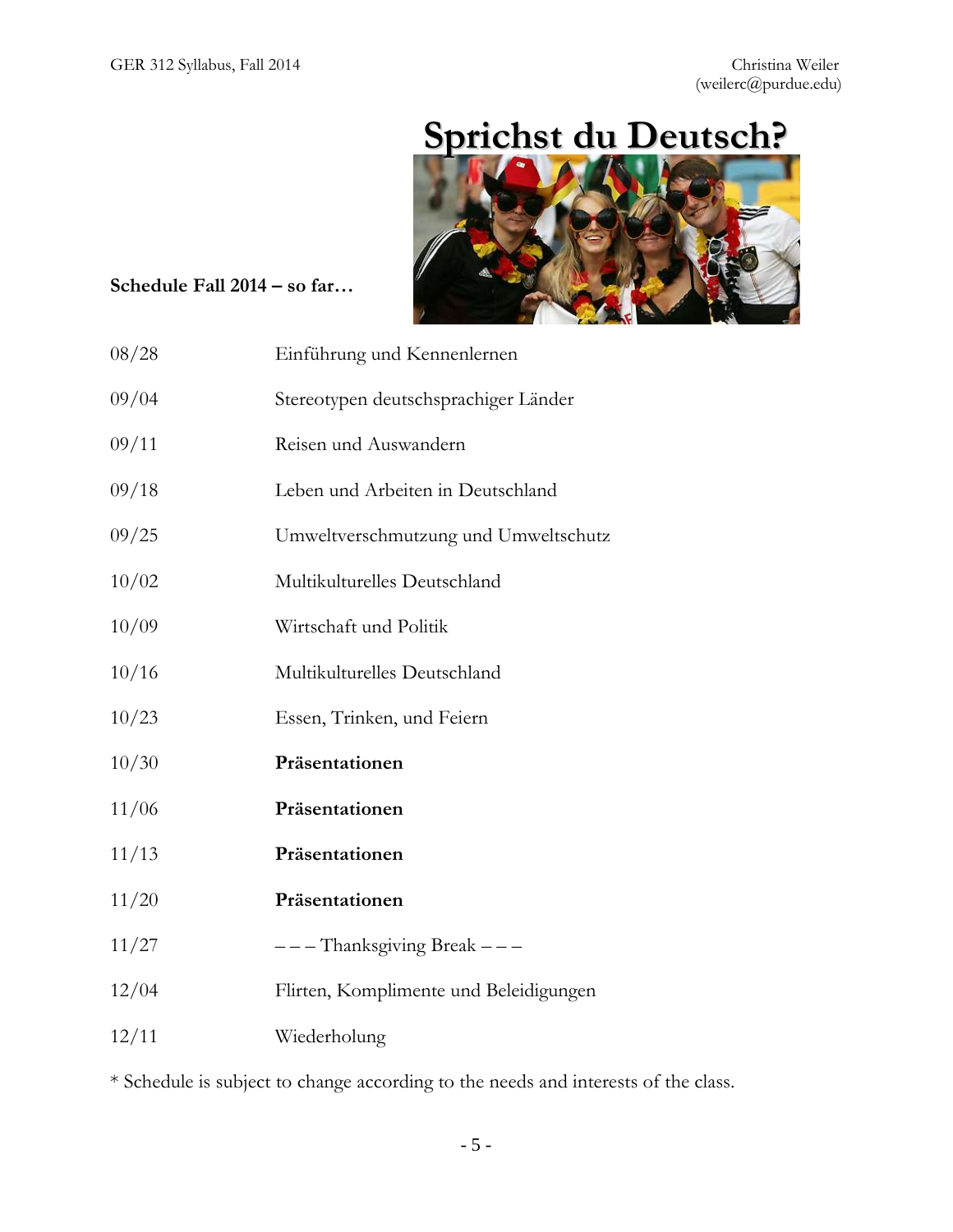# Sprichst du Deutsch?

**Schedule Fall 2014 – so far…**

| | |
|---|---|
| 08/28 | Einführung und Kennenlernen |
| 09/04 | Stereotypen deutschsprachiger Länder |
| 09/11 | Reisen und Auswandern |
| 09/18 | Leben und Arbeiten in Deutschland |
| 09/25 | Umweltverschmutzung und Umweltschutz |
| 10/02 | Multikulturelles Deutschland |
| 10/09 | Wirtschaft und Politik |
| 10/16 | Multikulturelles Deutschland |
| 10/23 | Essen, Trinken, und Feiern |
| 10/30 | **Präsentationen** |
| 11/06 | **Präsentationen** |
| 11/13 | **Präsentationen** |
| 11/20 | **Präsentationen** |
| 11/27 | – – – Thanksgiving Break – – – |
| 12/04 | Flirten, Komplimente und Beleidigungen |
| 12/11 | Wiederholung |

* Schedule is subject to change according to the needs and interests of the class.